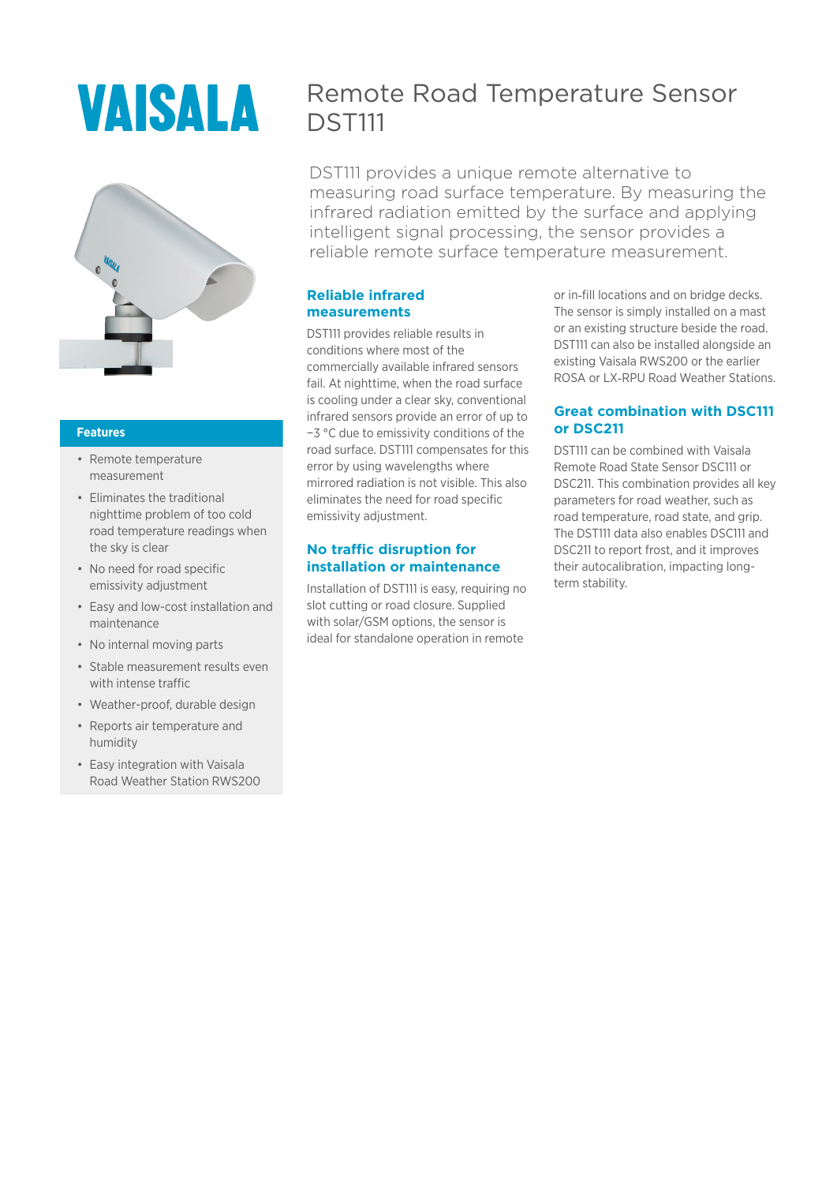# VAISALA

# Remote Road Temperature Sensor DST111

DST111 provides a unique remote alternative to measuring road surface temperature. By measuring the infrared radiation emitted by the surface and applying intelligent signal processing, the sensor provides a reliable remote surface temperature measurement.

## Features

- Remote temperature measurement
- Eliminates the traditional nighttime problem of too cold road temperature readings when the sky is clear
- No need for road specific emissivity adjustment
- Easy and low-cost installation and maintenance
- No internal moving parts
- Stable measurement results even with intense traffic
- Weather-proof, durable design
- Reports air temperature and humidity
- Easy integration with Vaisala Road Weather Station RWS200

## Reliable infrared measurements

DST111 provides reliable results in conditions where most of the commercially available infrared sensors fail. At nighttime, when the road surface is cooling under a clear sky, conventional infrared sensors provide an error of up to −3 °C due to emissivity conditions of the road surface. DST111 compensates for this error by using wavelengths where mirrored radiation is not visible. This also eliminates the need for road specific emissivity adjustment.

## No traffic disruption for installation or maintenance

Installation of DST111 is easy, requiring no slot cutting or road closure. Supplied with solar/GSM options, the sensor is ideal for standalone operation in remote or in-fill locations and on bridge decks. The sensor is simply installed on a mast or an existing structure beside the road. DST111 can also be installed alongside an existing Vaisala RWS200 or the earlier ROSA or LX-RPU Road Weather Stations.

## Great combination with DSC111 or DSC211

DST111 can be combined with Vaisala Remote Road State Sensor DSC111 or DSC211. This combination provides all key parameters for road weather, such as road temperature, road state, and grip. The DST111 data also enables DSC111 and DSC211 to report frost, and it improves their autocalibration, impacting long-term stability.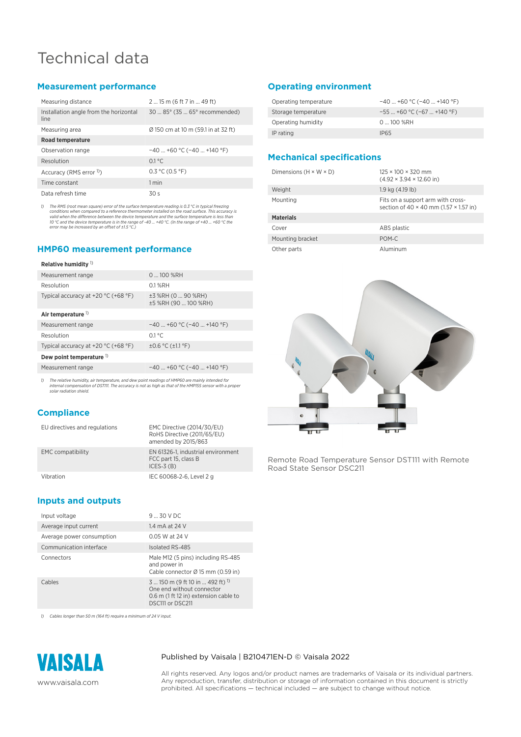# Technical data

## Measurement performance

| | |
|---|---|
| Measuring distance | 2 ... 15 m (6 ft 7 in ... 49 ft) |
| Installation angle from the horizontal line | 30 ... 85° (35 ... 65° recommended) |
| Measuring area | Ø 150 cm at 10 m (59.1 in at 32 ft) |
| **Road temperature** | |
| Observation range | −40 ... +60 °C (−40 ... +140 °F) |
| Resolution | 0.1 °C |
| Accuracy (RMS error [1]) | 0.3 °C (0.5 °F) |
| Time constant | 1 min |
| Data refresh time | 30 s |

1) *The RMS (root mean square) error of the surface temperature reading is 0.3 °C in typical freezing conditions when compared to a reference thermometer installed on the road surface. This accuracy is valid when the difference between the device temperature and the surface temperature is less than 10 °C and the device temperature is in the range of -40 ... +40 °C. (In the range of +40 ... +60 °C the error may be increased by an offset of ±1.5 °C.)*

## HMP60 measurement performance

| | |
|---|---|
| **Relative humidity [1]** | |
| Measurement range | 0 ... 100 %RH |
| Resolution | 0.1 %RH |
| Typical accuracy at +20 °C (+68 °F) | ±3 %RH (0 ... 90 %RH)<br>±5 %RH (90 ... 100 %RH) |
| **Air temperature [1]** | |
| Measurement range | −40 ... +60 °C (−40 ... +140 °F) |
| Resolution | 0.1 °C |
| Typical accuracy at +20 °C (+68 °F) | ±0.6 °C (±1.1 °F) |
| **Dew point temperature [1]** | |
| Measurement range | −40 ... +60 °C (−40 ... +140 °F) |

1) *The relative humidity, air temperature, and dew point readings of HMP60 are mainly intended for internal compensation of DST111. The accuracy is not as high as that of the HMP155 sensor with a proper solar radiation shield.*

## Compliance

| | |
|---|---|
| EU directives and regulations | EMC Directive (2014/30/EU)<br>RoHS Directive (2011/65/EU) amended by 2015/863 |
| EMC compatibility | EN 61326-1, industrial environment<br>FCC part 15, class B<br>ICES-3 (B) |
| Vibration | IEC 60068-2-6, Level 2 g |

## Inputs and outputs

| | |
|---|---|
| Input voltage | 9 ... 30 V DC |
| Average input current | 1.4 mA at 24 V |
| Average power consumption | 0.05 W at 24 V |
| Communication interface | Isolated RS-485 |
| Connectors | Male M12 (5 pins) including RS-485 and power in<br>Cable connector Ø 15 mm (0.59 in) |
| Cables | 3 ... 150 m (9 ft 10 in ... 492 ft) [1]<br>One end without connector<br>0.6 m (1 ft 12 in) extension cable to DSC111 or DSC211 |

1) *Cables longer than 50 m (164 ft) require a minimum of 24 V input.*

## Operating environment

| | |
|---|---|
| Operating temperature | −40 ... +60 °C (−40 ... +140 °F) |
| Storage temperature | −55 ... +60 °C (−67 ... +140 °F) |
| Operating humidity | 0 ... 100 %RH |
| IP rating | IP65 |

## Mechanical specifications

| | |
|---|---|
| Dimensions (H × W × D) | 125 × 100 × 320 mm<br>(4.92 × 3.94 × 12.60 in) |
| Weight | 1.9 kg (4.19 lb) |
| Mounting | Fits on a support arm with cross-section of 40 × 40 mm (1.57 × 1.57 in) |
| **Materials** | |
| Cover | ABS plastic |
| Mounting bracket | POM-C |
| Other parts | Aluminum |

Remote Road Temperature Sensor DST111 with Remote Road State Sensor DSC211

VAISALA

www.vaisala.com

Published by Vaisala | B210471EN-D © Vaisala 2022

All rights reserved. Any logos and/or product names are trademarks of Vaisala or its individual partners. Any reproduction, transfer, distribution or storage of information contained in this document is strictly prohibited. All specifications — technical included — are subject to change without notice.